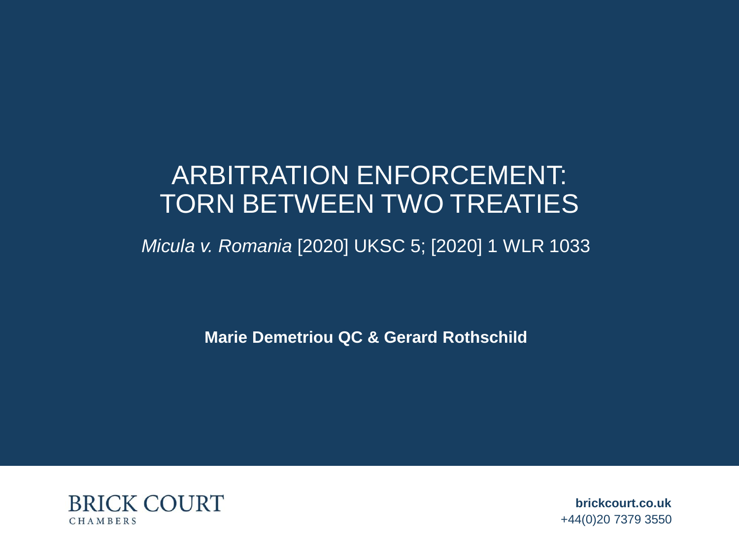# ARBITRATION ENFORCEMENT: TORN BETWEEN TWO TREATIES

*Micula v. Romania* [2020] UKSC 5; [2020] 1 WLR 1033

**Marie Demetriou QC & Gerard Rothschild**

BRICK COURT CHAMBERS

**brickcourt.co.uk**
+44(0)20 7379 3550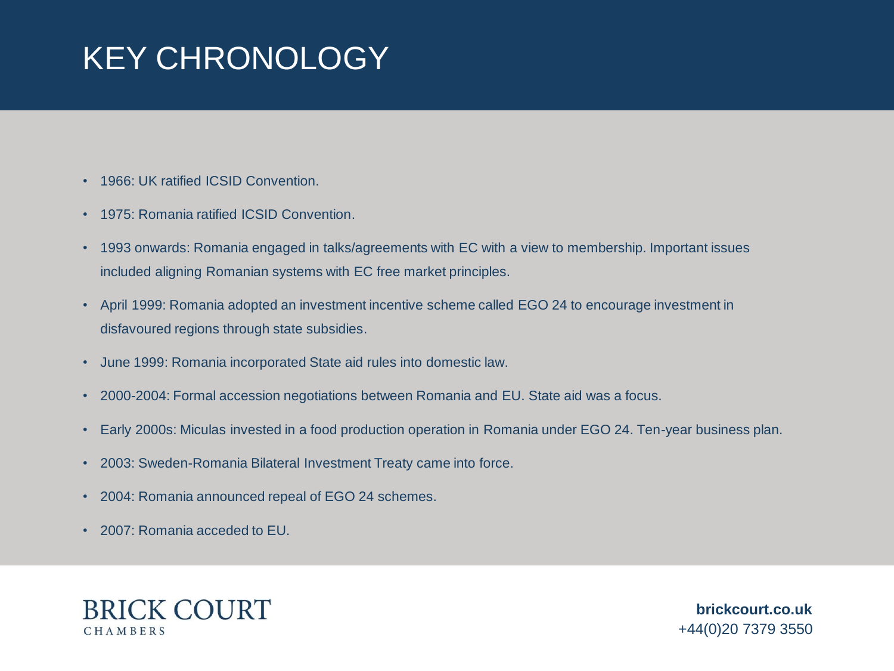# KEY CHRONOLOGY

- 1966: UK ratified ICSID Convention.
- 1975: Romania ratified ICSID Convention.
- 1993 onwards: Romania engaged in talks/agreements with EC with a view to membership. Important issues included aligning Romanian systems with EC free market principles.
- April 1999: Romania adopted an investment incentive scheme called EGO 24 to encourage investment in disfavoured regions through state subsidies.
- June 1999: Romania incorporated State aid rules into domestic law.
- 2000-2004: Formal accession negotiations between Romania and EU. State aid was a focus.
- Early 2000s: Miculas invested in a food production operation in Romania under EGO 24. Ten-year business plan.
- 2003: Sweden-Romania Bilateral Investment Treaty came into force.
- 2004: Romania announced repeal of EGO 24 schemes.
- 2007: Romania acceded to EU.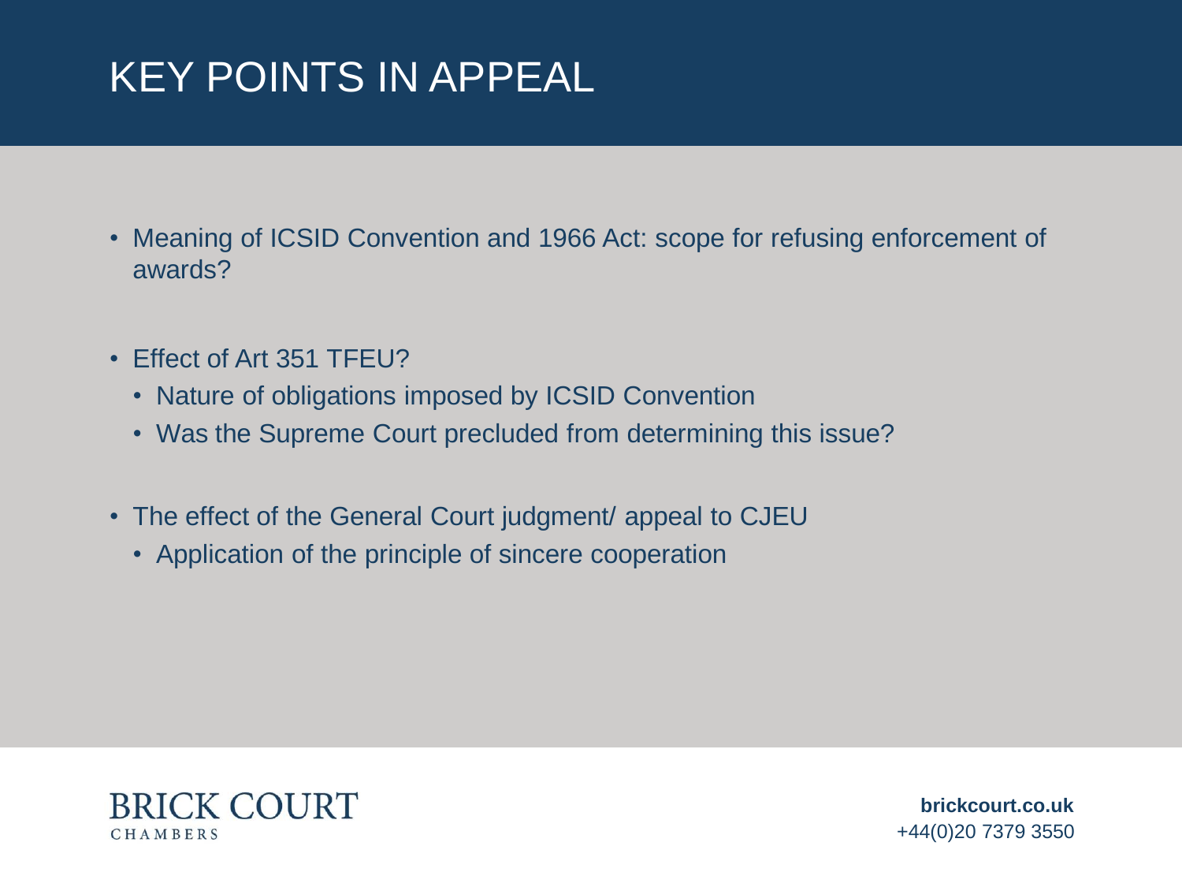# KEY POINTS IN APPEAL

- Meaning of ICSID Convention and 1966 Act: scope for refusing enforcement of awards?
- Effect of Art 351 TFEU?
  - Nature of obligations imposed by ICSID Convention
  - Was the Supreme Court precluded from determining this issue?
- The effect of the General Court judgment/ appeal to CJEU
  - Application of the principle of sincere cooperation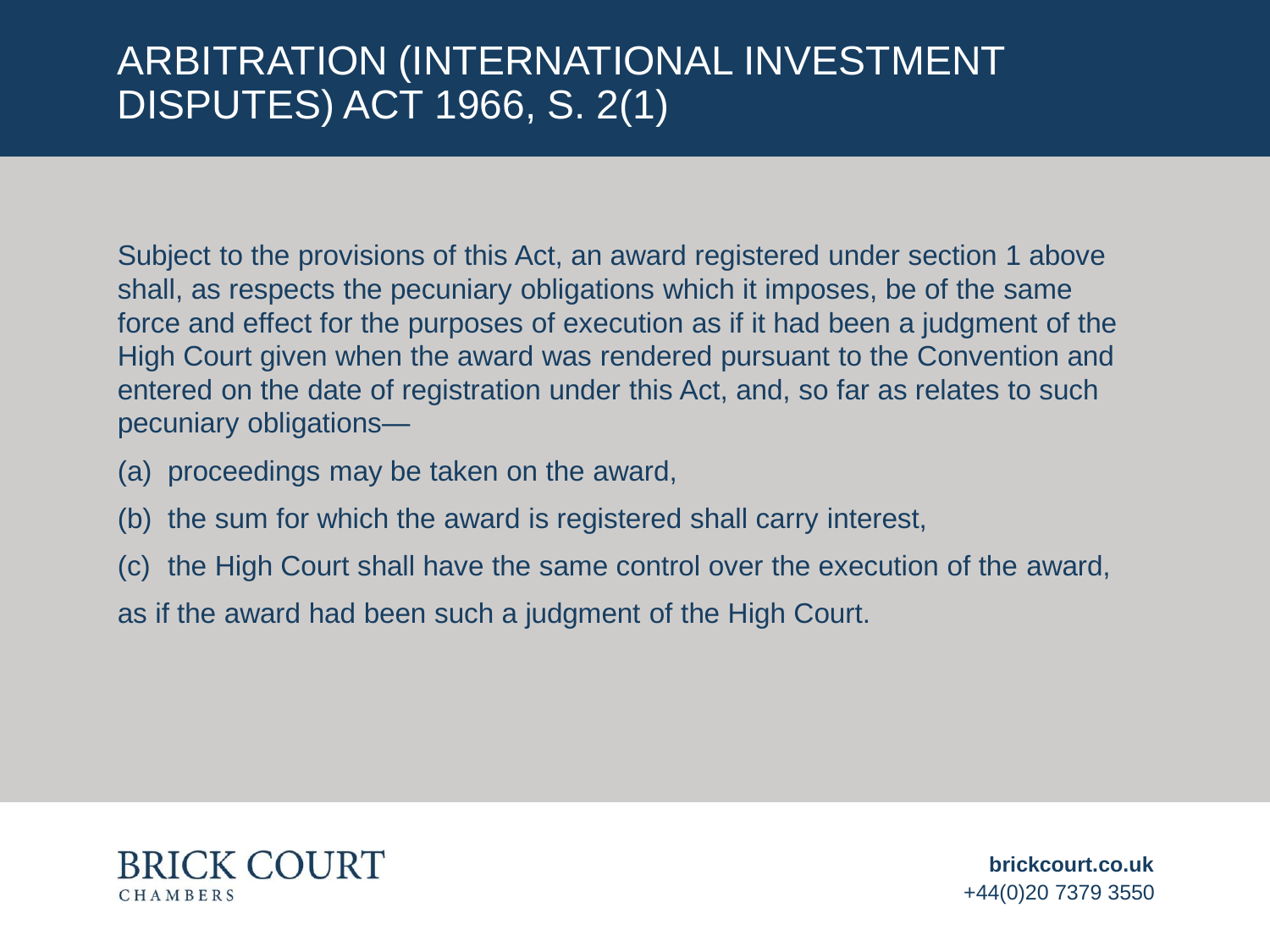# ARBITRATION (INTERNATIONAL INVESTMENT DISPUTES) ACT 1966, S. 2(1)

Subject to the provisions of this Act, an award registered under section 1 above shall, as respects the pecuniary obligations which it imposes, be of the same force and effect for the purposes of execution as if it had been a judgment of the High Court given when the award was rendered pursuant to the Convention and entered on the date of registration under this Act, and, so far as relates to such pecuniary obligations—

(a) proceedings may be taken on the award,

(b) the sum for which the award is registered shall carry interest,

(c) the High Court shall have the same control over the execution of the award,

as if the award had been such a judgment of the High Court.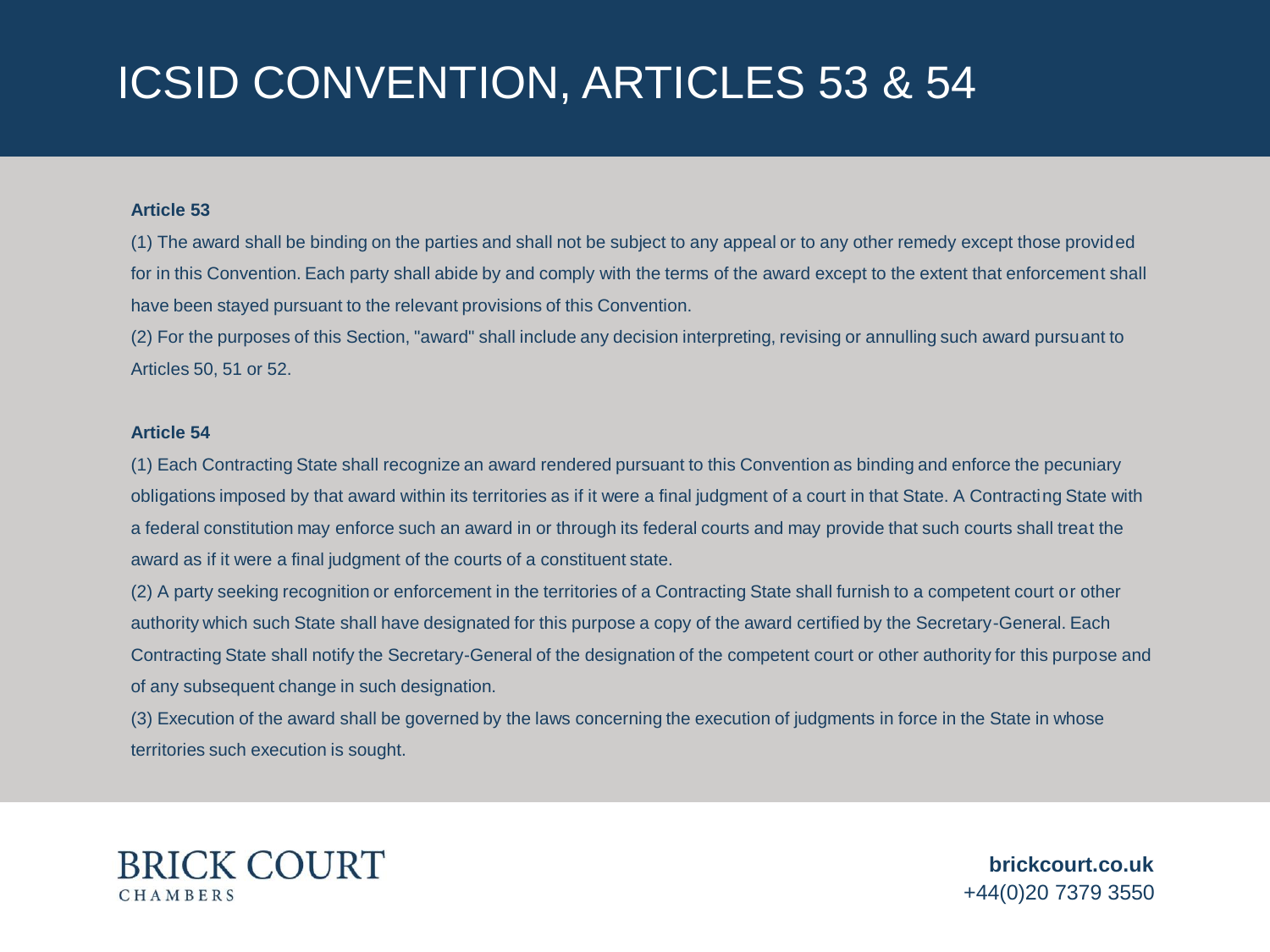# ICSID CONVENTION, ARTICLES 53 & 54

**Article 53**

(1) The award shall be binding on the parties and shall not be subject to any appeal or to any other remedy except those provided for in this Convention. Each party shall abide by and comply with the terms of the award except to the extent that enforcement shall have been stayed pursuant to the relevant provisions of this Convention.

(2) For the purposes of this Section, "award" shall include any decision interpreting, revising or annulling such award pursuant to Articles 50, 51 or 52.

**Article 54**

(1) Each Contracting State shall recognize an award rendered pursuant to this Convention as binding and enforce the pecuniary obligations imposed by that award within its territories as if it were a final judgment of a court in that State. A Contracting State with a federal constitution may enforce such an award in or through its federal courts and may provide that such courts shall treat the award as if it were a final judgment of the courts of a constituent state.

(2) A party seeking recognition or enforcement in the territories of a Contracting State shall furnish to a competent court or other authority which such State shall have designated for this purpose a copy of the award certified by the Secretary-General. Each Contracting State shall notify the Secretary-General of the designation of the competent court or other authority for this purpose and of any subsequent change in such designation.

(3) Execution of the award shall be governed by the laws concerning the execution of judgments in force in the State in whose territories such execution is sought.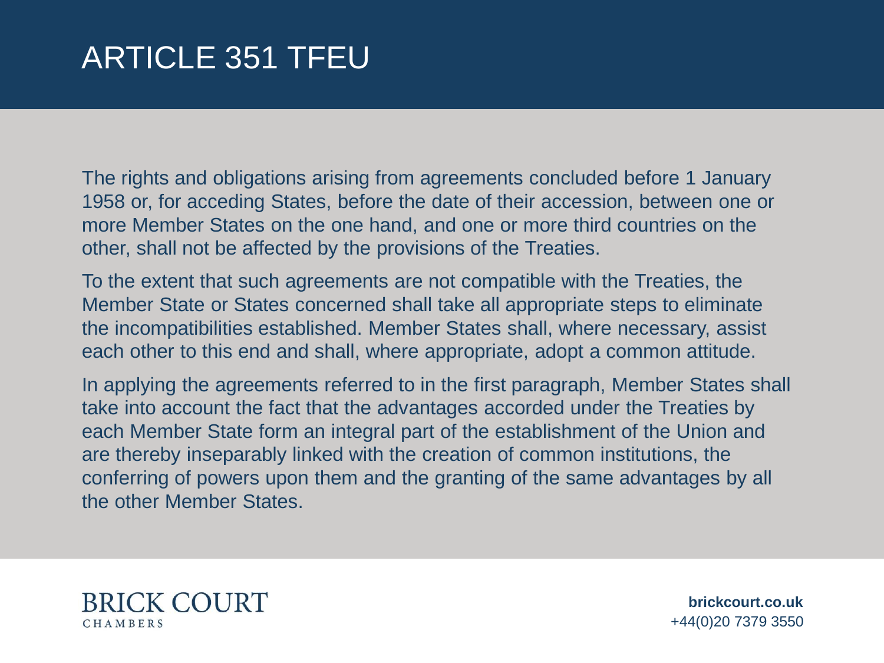# ARTICLE 351 TFEU

The rights and obligations arising from agreements concluded before 1 January 1958 or, for acceding States, before the date of their accession, between one or more Member States on the one hand, and one or more third countries on the other, shall not be affected by the provisions of the Treaties.

To the extent that such agreements are not compatible with the Treaties, the Member State or States concerned shall take all appropriate steps to eliminate the incompatibilities established. Member States shall, where necessary, assist each other to this end and shall, where appropriate, adopt a common attitude.

In applying the agreements referred to in the first paragraph, Member States shall take into account the fact that the advantages accorded under the Treaties by each Member State form an integral part of the establishment of the Union and are thereby inseparably linked with the creation of common institutions, the conferring of powers upon them and the granting of the same advantages by all the other Member States.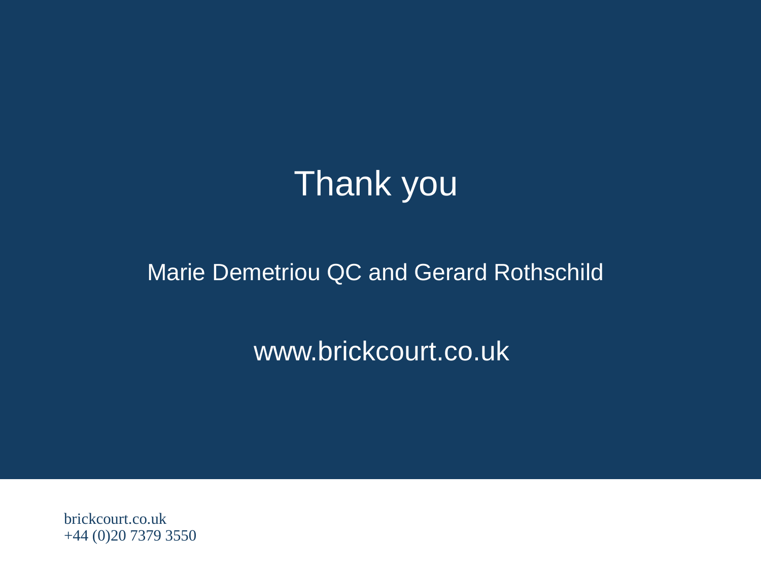# Thank you

Marie Demetriou QC and Gerard Rothschild

www.brickcourt.co.uk